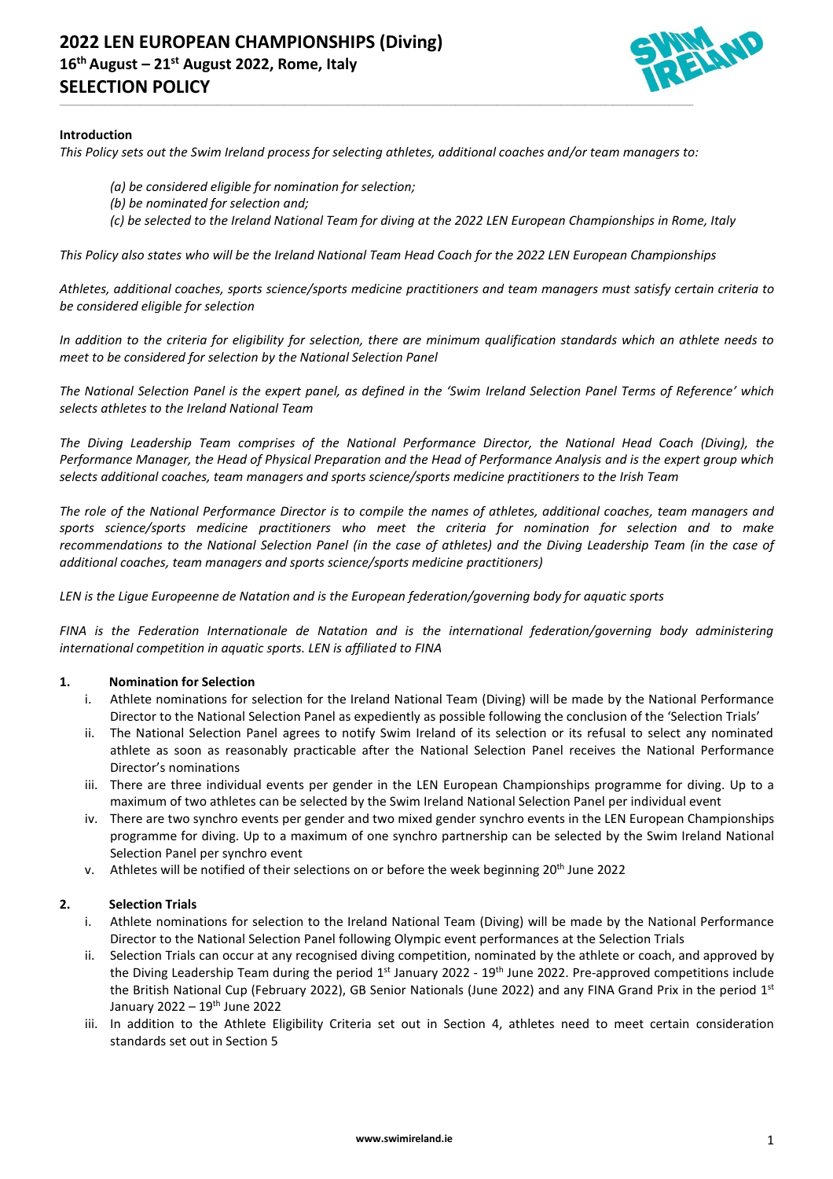# 2022 LEN EUROPEAN CHAMPIONSHIPS (Diving)
## 16th August – 21st August 2022, Rome, Italy
## SELECTION POLICY

**Introduction**

*This Policy sets out the Swim Ireland process for selecting athletes, additional coaches and/or team managers to:*

*(a) be considered eligible for nomination for selection;*
*(b) be nominated for selection and;*
*(c) be selected to the Ireland National Team for diving at the 2022 LEN European Championships in Rome, Italy*

*This Policy also states who will be the Ireland National Team Head Coach for the 2022 LEN European Championships*

*Athletes, additional coaches, sports science/sports medicine practitioners and team managers must satisfy certain criteria to be considered eligible for selection*

*In addition to the criteria for eligibility for selection, there are minimum qualification standards which an athlete needs to meet to be considered for selection by the National Selection Panel*

*The National Selection Panel is the expert panel, as defined in the 'Swim Ireland Selection Panel Terms of Reference' which selects athletes to the Ireland National Team*

*The Diving Leadership Team comprises of the National Performance Director, the National Head Coach (Diving), the Performance Manager, the Head of Physical Preparation and the Head of Performance Analysis and is the expert group which selects additional coaches, team managers and sports science/sports medicine practitioners to the Irish Team*

*The role of the National Performance Director is to compile the names of athletes, additional coaches, team managers and sports science/sports medicine practitioners who meet the criteria for nomination for selection and to make recommendations to the National Selection Panel (in the case of athletes) and the Diving Leadership Team (in the case of additional coaches, team managers and sports science/sports medicine practitioners)*

*LEN is the Ligue Europeenne de Natation and is the European federation/governing body for aquatic sports*

*FINA is the Federation Internationale de Natation and is the international federation/governing body administering international competition in aquatic sports. LEN is affiliated to FINA*

**1. Nomination for Selection**

i. Athlete nominations for selection for the Ireland National Team (Diving) will be made by the National Performance Director to the National Selection Panel as expediently as possible following the conclusion of the 'Selection Trials'

ii. The National Selection Panel agrees to notify Swim Ireland of its selection or its refusal to select any nominated athlete as soon as reasonably practicable after the National Selection Panel receives the National Performance Director's nominations

iii. There are three individual events per gender in the LEN European Championships programme for diving. Up to a maximum of two athletes can be selected by the Swim Ireland National Selection Panel per individual event

iv. There are two synchro events per gender and two mixed gender synchro events in the LEN European Championships programme for diving. Up to a maximum of one synchro partnership can be selected by the Swim Ireland National Selection Panel per synchro event

v. Athletes will be notified of their selections on or before the week beginning 20th June 2022

**2. Selection Trials**

i. Athlete nominations for selection to the Ireland National Team (Diving) will be made by the National Performance Director to the National Selection Panel following Olympic event performances at the Selection Trials

ii. Selection Trials can occur at any recognised diving competition, nominated by the athlete or coach, and approved by the Diving Leadership Team during the period 1st January 2022 - 19th June 2022. Pre-approved competitions include the British National Cup (February 2022), GB Senior Nationals (June 2022) and any FINA Grand Prix in the period 1st January 2022 – 19th June 2022

iii. In addition to the Athlete Eligibility Criteria set out in Section 4, athletes need to meet certain consideration standards set out in Section 5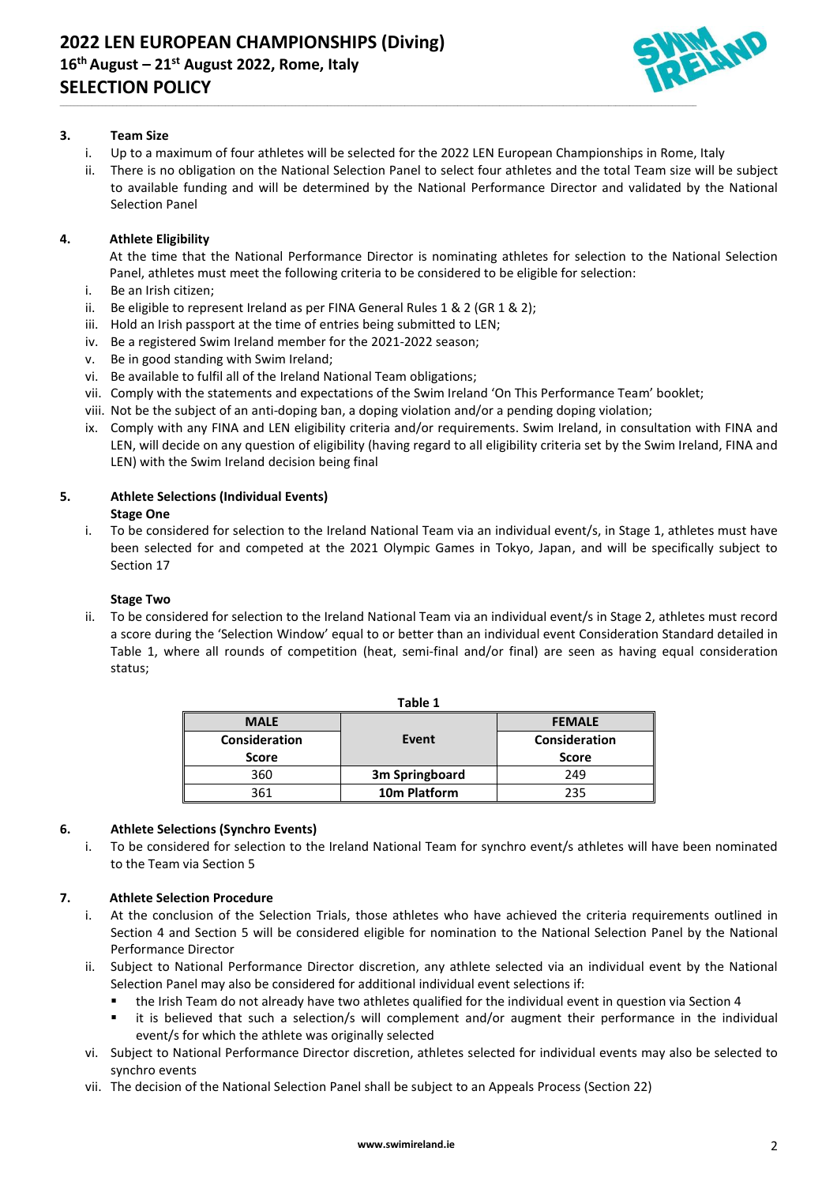### 3. Team Size

i. Up to a maximum of four athletes will be selected for the 2022 LEN European Championships in Rome, Italy

ii. There is no obligation on the National Selection Panel to select four athletes and the total Team size will be subject to available funding and will be determined by the National Performance Director and validated by the National Selection Panel

### 4. Athlete Eligibility

At the time that the National Performance Director is nominating athletes for selection to the National Selection Panel, athletes must meet the following criteria to be considered to be eligible for selection:

i. Be an Irish citizen;

ii. Be eligible to represent Ireland as per FINA General Rules 1 & 2 (GR 1 & 2);

iii. Hold an Irish passport at the time of entries being submitted to LEN;

iv. Be a registered Swim Ireland member for the 2021-2022 season;

v. Be in good standing with Swim Ireland;

vi. Be available to fulfil all of the Ireland National Team obligations;

vii. Comply with the statements and expectations of the Swim Ireland 'On This Performance Team' booklet;

viii. Not be the subject of an anti-doping ban, a doping violation and/or a pending doping violation;

ix. Comply with any FINA and LEN eligibility criteria and/or requirements. Swim Ireland, in consultation with FINA and LEN, will decide on any question of eligibility (having regard to all eligibility criteria set by the Swim Ireland, FINA and LEN) with the Swim Ireland decision being final

### 5. Athlete Selections (Individual Events)

**Stage One**

i. To be considered for selection to the Ireland National Team via an individual event/s, in Stage 1, athletes must have been selected for and competed at the 2021 Olympic Games in Tokyo, Japan, and will be specifically subject to Section 17

**Stage Two**

ii. To be considered for selection to the Ireland National Team via an individual event/s in Stage 2, athletes must record a score during the 'Selection Window' equal to or better than an individual event Consideration Standard detailed in Table 1, where all rounds of competition (heat, semi-final and/or final) are seen as having equal consideration status;

**Table 1**

| MALE Consideration Score | Event | FEMALE Consideration Score |
|---|---|---|
| 360 | **3m Springboard** | 249 |
| 361 | **10m Platform** | 235 |

### 6. Athlete Selections (Synchro Events)

i. To be considered for selection to the Ireland National Team for synchro event/s athletes will have been nominated to the Team via Section 5

### 7. Athlete Selection Procedure

i. At the conclusion of the Selection Trials, those athletes who have achieved the criteria requirements outlined in Section 4 and Section 5 will be considered eligible for nomination to the National Selection Panel by the National Performance Director

ii. Subject to National Performance Director discretion, any athlete selected via an individual event by the National Selection Panel may also be considered for additional individual event selections if:
   - the Irish Team do not already have two athletes qualified for the individual event in question via Section 4
   - it is believed that such a selection/s will complement and/or augment their performance in the individual event/s for which the athlete was originally selected

vi. Subject to National Performance Director discretion, athletes selected for individual events may also be selected to synchro events

vii. The decision of the National Selection Panel shall be subject to an Appeals Process (Section 22)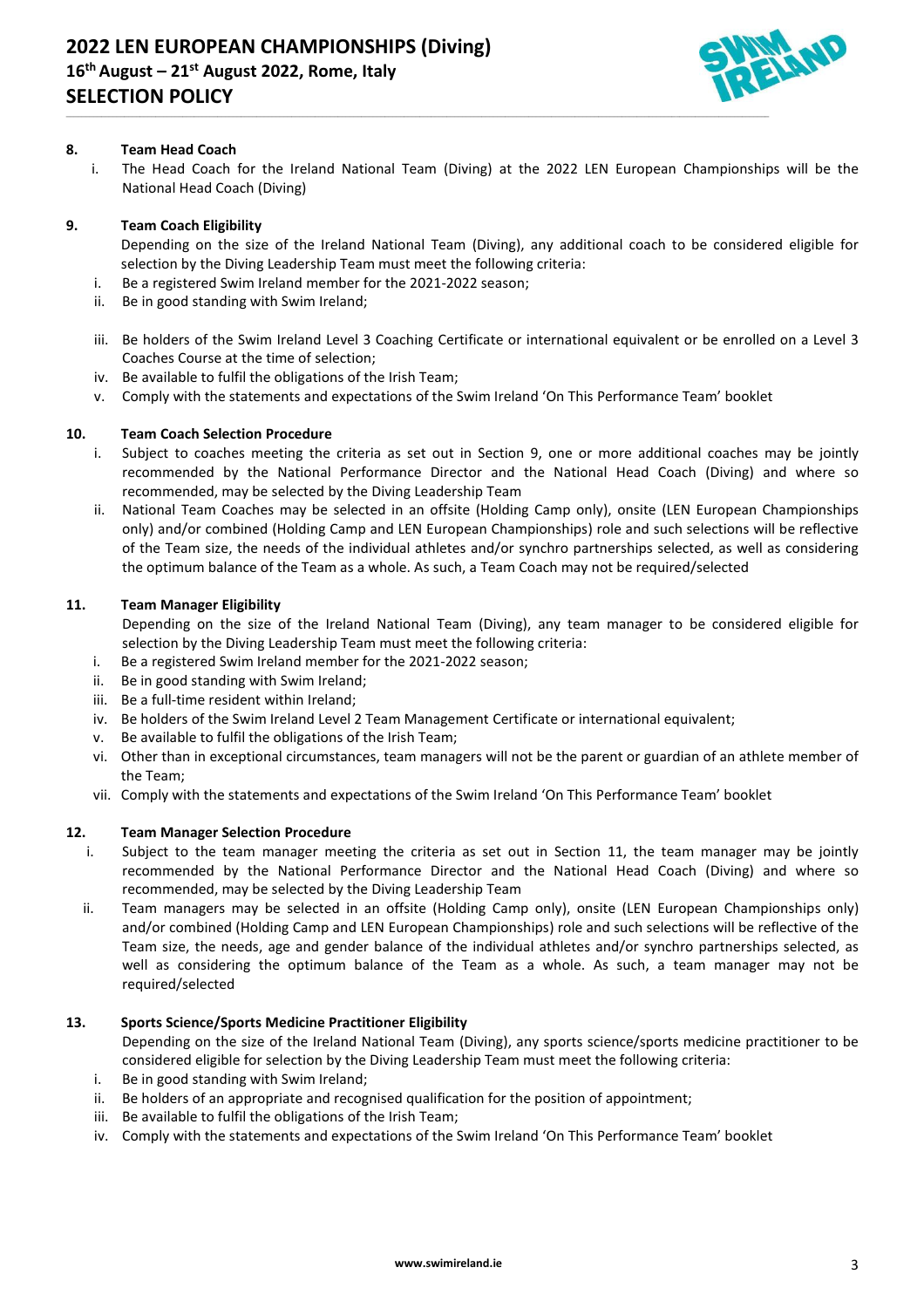**8. Team Head Coach**

i. The Head Coach for the Ireland National Team (Diving) at the 2022 LEN European Championships will be the National Head Coach (Diving)

**9. Team Coach Eligibility**

Depending on the size of the Ireland National Team (Diving), any additional coach to be considered eligible for selection by the Diving Leadership Team must meet the following criteria:

i. Be a registered Swim Ireland member for the 2021-2022 season;
ii. Be in good standing with Swim Ireland;
iii. Be holders of the Swim Ireland Level 3 Coaching Certificate or international equivalent or be enrolled on a Level 3 Coaches Course at the time of selection;
iv. Be available to fulfil the obligations of the Irish Team;
v. Comply with the statements and expectations of the Swim Ireland 'On This Performance Team' booklet

**10. Team Coach Selection Procedure**

i. Subject to coaches meeting the criteria as set out in Section 9, one or more additional coaches may be jointly recommended by the National Performance Director and the National Head Coach (Diving) and where so recommended, may be selected by the Diving Leadership Team
ii. National Team Coaches may be selected in an offsite (Holding Camp only), onsite (LEN European Championships only) and/or combined (Holding Camp and LEN European Championships) role and such selections will be reflective of the Team size, the needs of the individual athletes and/or synchro partnerships selected, as well as considering the optimum balance of the Team as a whole. As such, a Team Coach may not be required/selected

**11. Team Manager Eligibility**

Depending on the size of the Ireland National Team (Diving), any team manager to be considered eligible for selection by the Diving Leadership Team must meet the following criteria:

i. Be a registered Swim Ireland member for the 2021-2022 season;
ii. Be in good standing with Swim Ireland;
iii. Be a full-time resident within Ireland;
iv. Be holders of the Swim Ireland Level 2 Team Management Certificate or international equivalent;
v. Be available to fulfil the obligations of the Irish Team;
vi. Other than in exceptional circumstances, team managers will not be the parent or guardian of an athlete member of the Team;
vii. Comply with the statements and expectations of the Swim Ireland 'On This Performance Team' booklet

**12. Team Manager Selection Procedure**

i. Subject to the team manager meeting the criteria as set out in Section 11, the team manager may be jointly recommended by the National Performance Director and the National Head Coach (Diving) and where so recommended, may be selected by the Diving Leadership Team
ii. Team managers may be selected in an offsite (Holding Camp only), onsite (LEN European Championships only) and/or combined (Holding Camp and LEN European Championships) role and such selections will be reflective of the Team size, the needs, age and gender balance of the individual athletes and/or synchro partnerships selected, as well as considering the optimum balance of the Team as a whole. As such, a team manager may not be required/selected

**13. Sports Science/Sports Medicine Practitioner Eligibility**

Depending on the size of the Ireland National Team (Diving), any sports science/sports medicine practitioner to be considered eligible for selection by the Diving Leadership Team must meet the following criteria:

i. Be in good standing with Swim Ireland;
ii. Be holders of an appropriate and recognised qualification for the position of appointment;
iii. Be available to fulfil the obligations of the Irish Team;
iv. Comply with the statements and expectations of the Swim Ireland 'On This Performance Team' booklet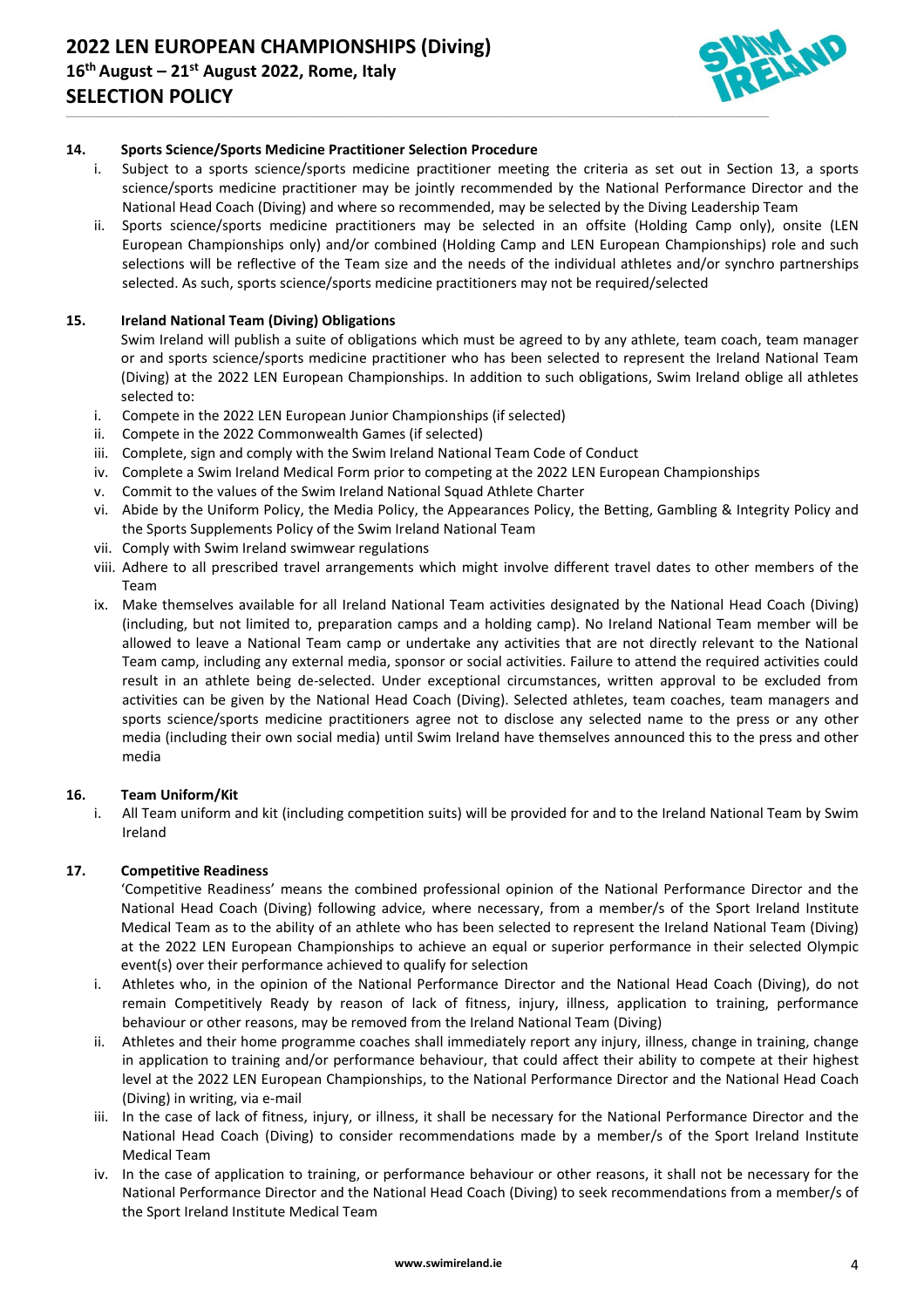### 14. Sports Science/Sports Medicine Practitioner Selection Procedure

i. Subject to a sports science/sports medicine practitioner meeting the criteria as set out in Section 13, a sports science/sports medicine practitioner may be jointly recommended by the National Performance Director and the National Head Coach (Diving) and where so recommended, may be selected by the Diving Leadership Team

ii. Sports science/sports medicine practitioners may be selected in an offsite (Holding Camp only), onsite (LEN European Championships only) and/or combined (Holding Camp and LEN European Championships) role and such selections will be reflective of the Team size and the needs of the individual athletes and/or synchro partnerships selected. As such, sports science/sports medicine practitioners may not be required/selected

### 15. Ireland National Team (Diving) Obligations

Swim Ireland will publish a suite of obligations which must be agreed to by any athlete, team coach, team manager or and sports science/sports medicine practitioner who has been selected to represent the Ireland National Team (Diving) at the 2022 LEN European Championships. In addition to such obligations, Swim Ireland oblige all athletes selected to:

i. Compete in the 2022 LEN European Junior Championships (if selected)

ii. Compete in the 2022 Commonwealth Games (if selected)

iii. Complete, sign and comply with the Swim Ireland National Team Code of Conduct

iv. Complete a Swim Ireland Medical Form prior to competing at the 2022 LEN European Championships

v. Commit to the values of the Swim Ireland National Squad Athlete Charter

vi. Abide by the Uniform Policy, the Media Policy, the Appearances Policy, the Betting, Gambling & Integrity Policy and the Sports Supplements Policy of the Swim Ireland National Team

vii. Comply with Swim Ireland swimwear regulations

viii. Adhere to all prescribed travel arrangements which might involve different travel dates to other members of the Team

ix. Make themselves available for all Ireland National Team activities designated by the National Head Coach (Diving) (including, but not limited to, preparation camps and a holding camp). No Ireland National Team member will be allowed to leave a National Team camp or undertake any activities that are not directly relevant to the National Team camp, including any external media, sponsor or social activities. Failure to attend the required activities could result in an athlete being de-selected. Under exceptional circumstances, written approval to be excluded from activities can be given by the National Head Coach (Diving). Selected athletes, team coaches, team managers and sports science/sports medicine practitioners agree not to disclose any selected name to the press or any other media (including their own social media) until Swim Ireland have themselves announced this to the press and other media

### 16. Team Uniform/Kit

i. All Team uniform and kit (including competition suits) will be provided for and to the Ireland National Team by Swim Ireland

### 17. Competitive Readiness

'Competitive Readiness' means the combined professional opinion of the National Performance Director and the National Head Coach (Diving) following advice, where necessary, from a member/s of the Sport Ireland Institute Medical Team as to the ability of an athlete who has been selected to represent the Ireland National Team (Diving) at the 2022 LEN European Championships to achieve an equal or superior performance in their selected Olympic event(s) over their performance achieved to qualify for selection

i. Athletes who, in the opinion of the National Performance Director and the National Head Coach (Diving), do not remain Competitively Ready by reason of lack of fitness, injury, illness, application to training, performance behaviour or other reasons, may be removed from the Ireland National Team (Diving)

ii. Athletes and their home programme coaches shall immediately report any injury, illness, change in training, change in application to training and/or performance behaviour, that could affect their ability to compete at their highest level at the 2022 LEN European Championships, to the National Performance Director and the National Head Coach (Diving) in writing, via e-mail

iii. In the case of lack of fitness, injury, or illness, it shall be necessary for the National Performance Director and the National Head Coach (Diving) to consider recommendations made by a member/s of the Sport Ireland Institute Medical Team

iv. In the case of application to training, or performance behaviour or other reasons, it shall not be necessary for the National Performance Director and the National Head Coach (Diving) to seek recommendations from a member/s of the Sport Ireland Institute Medical Team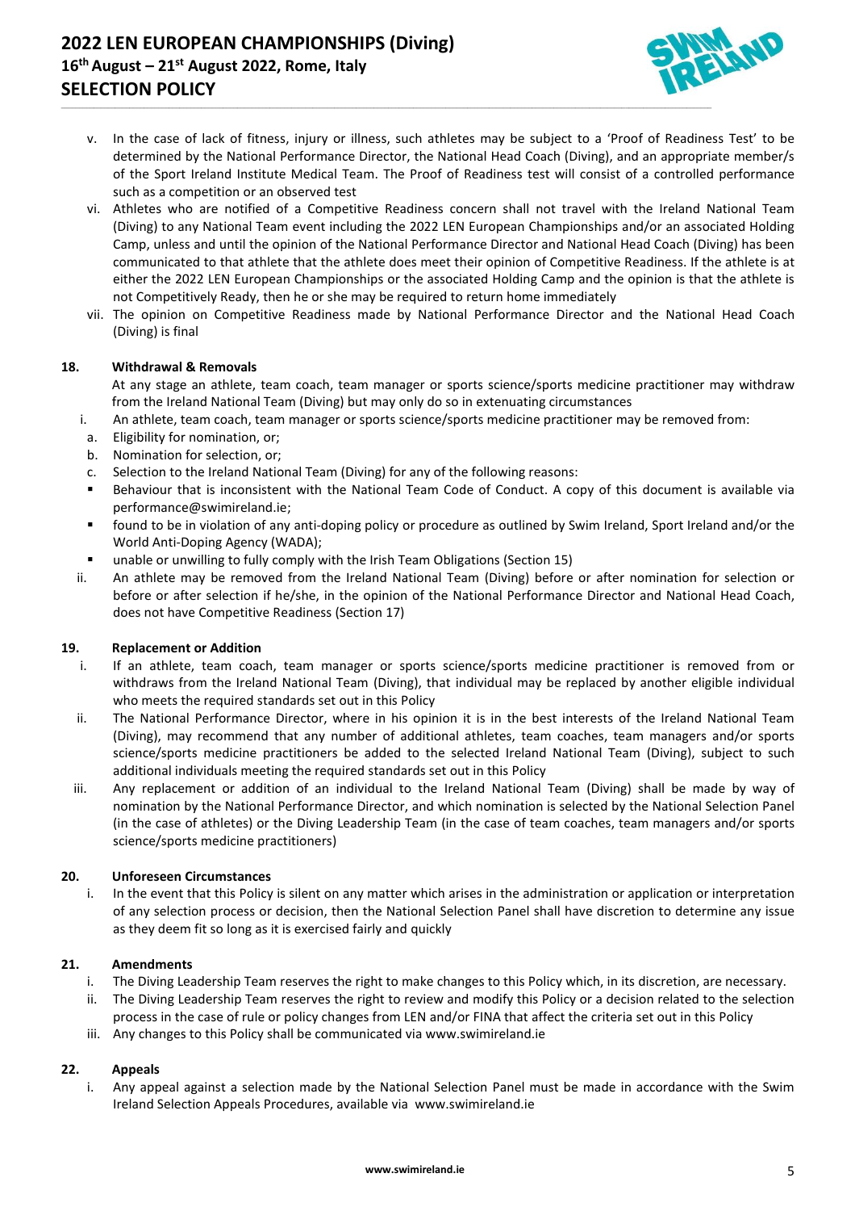v. In the case of lack of fitness, injury or illness, such athletes may be subject to a 'Proof of Readiness Test' to be determined by the National Performance Director, the National Head Coach (Diving), and an appropriate member/s of the Sport Ireland Institute Medical Team. The Proof of Readiness test will consist of a controlled performance such as a competition or an observed test

vi. Athletes who are notified of a Competitive Readiness concern shall not travel with the Ireland National Team (Diving) to any National Team event including the 2022 LEN European Championships and/or an associated Holding Camp, unless and until the opinion of the National Performance Director and National Head Coach (Diving) has been communicated to that athlete that the athlete does meet their opinion of Competitive Readiness. If the athlete is at either the 2022 LEN European Championships or the associated Holding Camp and the opinion is that the athlete is not Competitively Ready, then he or she may be required to return home immediately

vii. The opinion on Competitive Readiness made by National Performance Director and the National Head Coach (Diving) is final

### 18. Withdrawal & Removals

At any stage an athlete, team coach, team manager or sports science/sports medicine practitioner may withdraw from the Ireland National Team (Diving) but may only do so in extenuating circumstances

i. An athlete, team coach, team manager or sports science/sports medicine practitioner may be removed from:

a. Eligibility for nomination, or;

b. Nomination for selection, or;

c. Selection to the Ireland National Team (Diving) for any of the following reasons:

- Behaviour that is inconsistent with the National Team Code of Conduct. A copy of this document is available via performance@swimireland.ie;
- found to be in violation of any anti-doping policy or procedure as outlined by Swim Ireland, Sport Ireland and/or the World Anti-Doping Agency (WADA);
- unable or unwilling to fully comply with the Irish Team Obligations (Section 15)

ii. An athlete may be removed from the Ireland National Team (Diving) before or after nomination for selection or before or after selection if he/she, in the opinion of the National Performance Director and National Head Coach, does not have Competitive Readiness (Section 17)

### 19. Replacement or Addition

i. If an athlete, team coach, team manager or sports science/sports medicine practitioner is removed from or withdraws from the Ireland National Team (Diving), that individual may be replaced by another eligible individual who meets the required standards set out in this Policy

ii. The National Performance Director, where in his opinion it is in the best interests of the Ireland National Team (Diving), may recommend that any number of additional athletes, team coaches, team managers and/or sports science/sports medicine practitioners be added to the selected Ireland National Team (Diving), subject to such additional individuals meeting the required standards set out in this Policy

iii. Any replacement or addition of an individual to the Ireland National Team (Diving) shall be made by way of nomination by the National Performance Director, and which nomination is selected by the National Selection Panel (in the case of athletes) or the Diving Leadership Team (in the case of team coaches, team managers and/or sports science/sports medicine practitioners)

### 20. Unforeseen Circumstances

i. In the event that this Policy is silent on any matter which arises in the administration or application or interpretation of any selection process or decision, then the National Selection Panel shall have discretion to determine any issue as they deem fit so long as it is exercised fairly and quickly

### 21. Amendments

i. The Diving Leadership Team reserves the right to make changes to this Policy which, in its discretion, are necessary.

ii. The Diving Leadership Team reserves the right to review and modify this Policy or a decision related to the selection process in the case of rule or policy changes from LEN and/or FINA that affect the criteria set out in this Policy

iii. Any changes to this Policy shall be communicated via www.swimireland.ie

### 22. Appeals

i. Any appeal against a selection made by the National Selection Panel must be made in accordance with the Swim Ireland Selection Appeals Procedures, available via www.swimireland.ie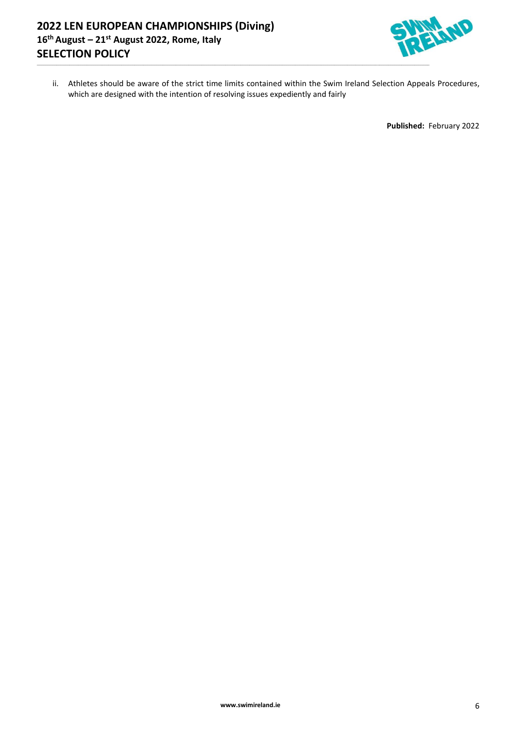ii. Athletes should be aware of the strict time limits contained within the Swim Ireland Selection Appeals Procedures, which are designed with the intention of resolving issues expediently and fairly

**Published:** February 2022